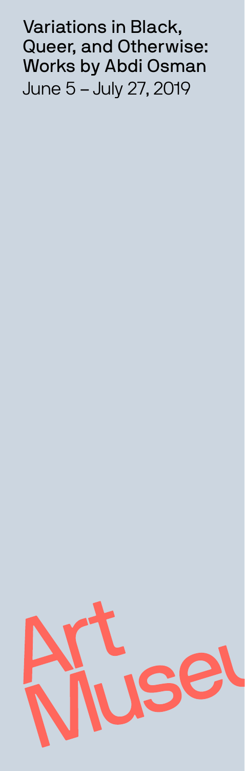# Variations in Black, Queer, and Otherwise: Works by Abdi Osman

June 5 – July 27, 2019

Art Museu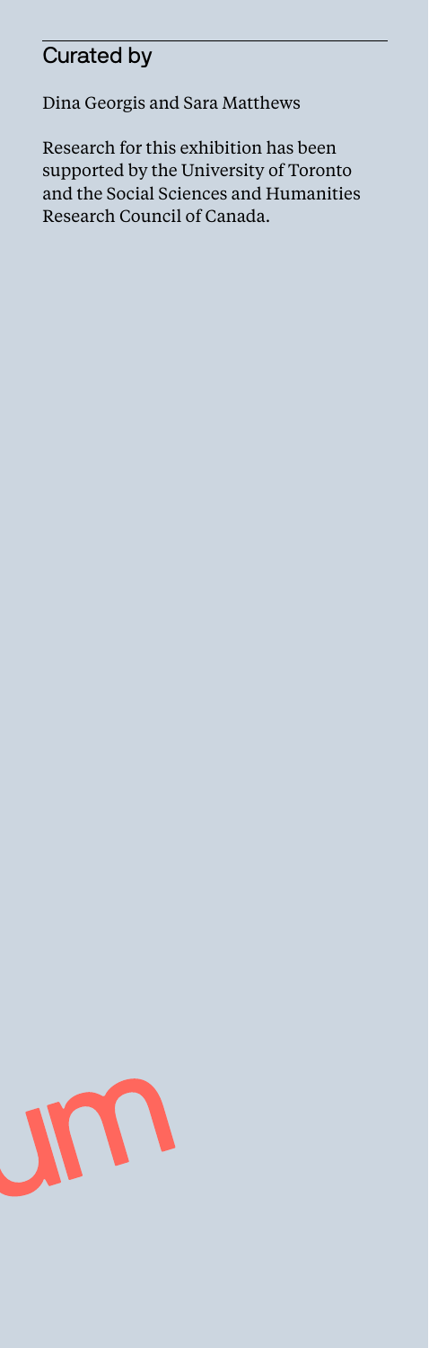## Curated by

Dina Georgis and Sara Matthews

Research for this exhibition has been supported by the University of Toronto and the Social Sciences and Humanities Research Council of Canada.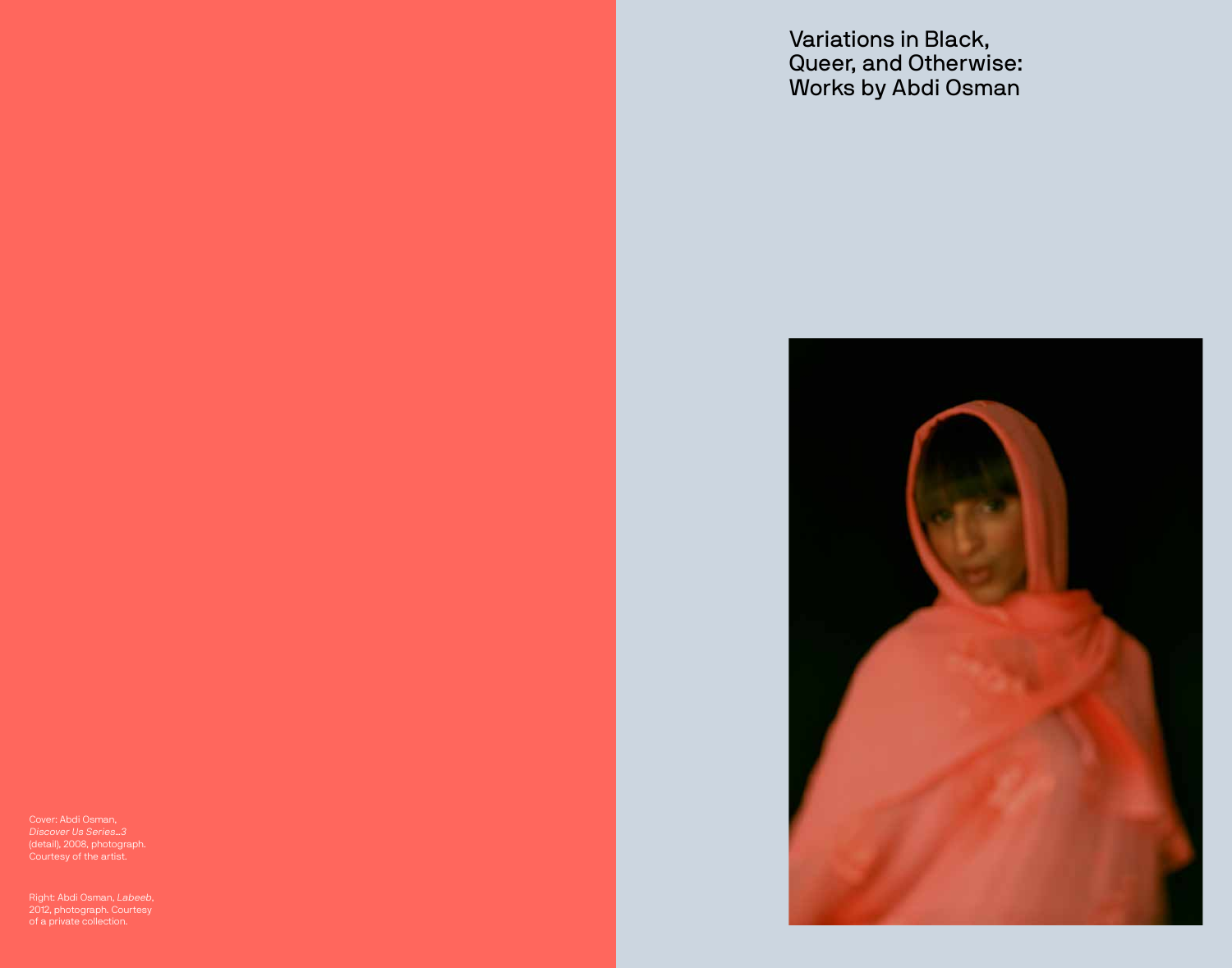Cover: Abdi Osman, *Discover Us Series...3* (detail), 2008, photograph. Courtesy of the artist.

Right: Abdi Osman, *Labeeb*, 2012, photograph. Courtesy of a private collection.

# Variations in Black, Queer, and Otherwise: Works by Abdi Osman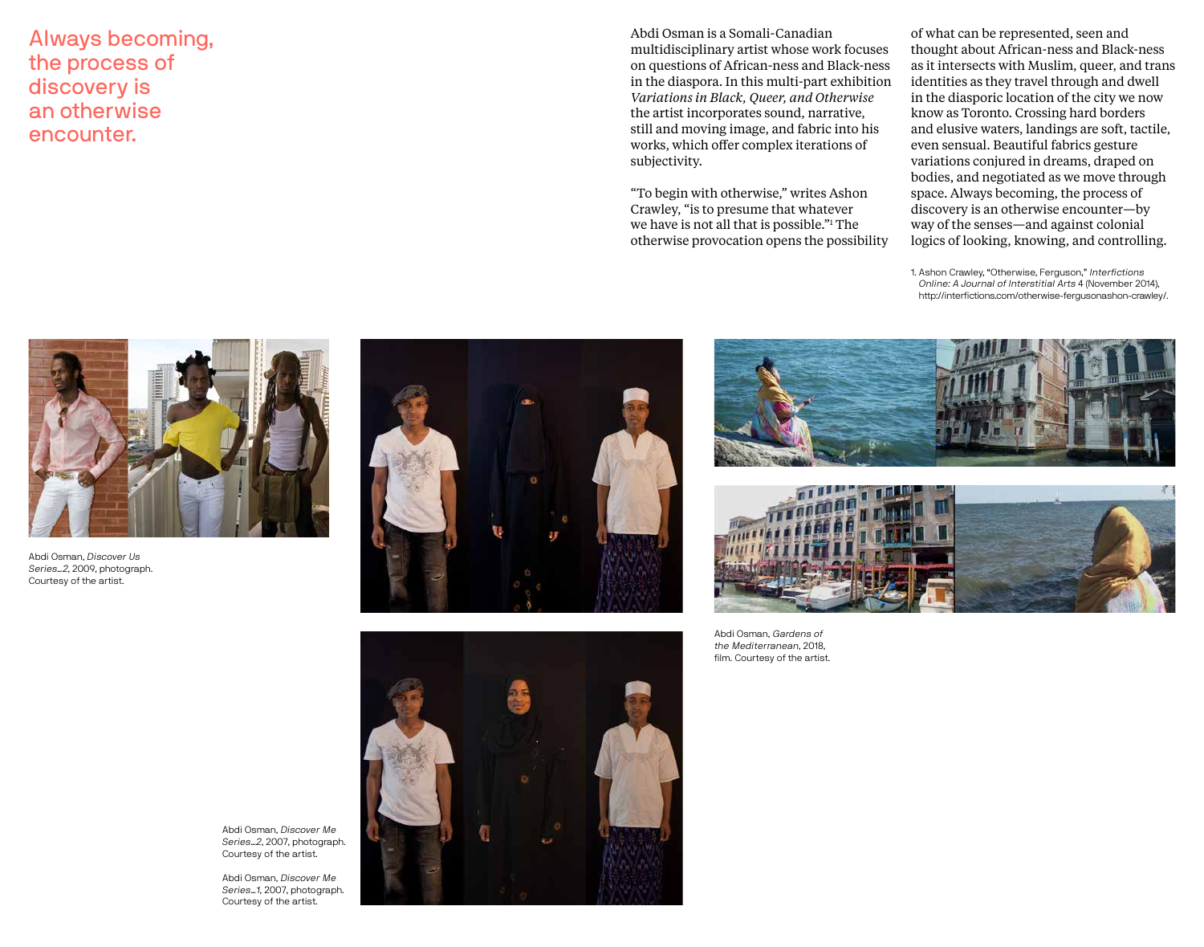# Always becoming, the process of discovery is an otherwise encounter.

Abdi Osman is a Somali-Canadian multidisciplinary artist whose work focuses on questions of African-ness and Black-ness in the diaspora. In this multi-part exhibition *Variations in Black, Queer, and Otherwise* the artist incorporates sound, narrative, still and moving image, and fabric into his works, which offer complex iterations of subjectivity.

"To begin with otherwise," writes Ashon Crawley, "is to presume that whatever we have is not all that is possible."[1] The otherwise provocation opens the possibility of what can be represented, seen and thought about African-ness and Black-ness as it intersects with Muslim, queer, and trans identities as they travel through and dwell in the diasporic location of the city we now know as Toronto. Crossing hard borders and elusive waters, landings are soft, tactile, even sensual. Beautiful fabrics gesture variations conjured in dreams, draped on bodies, and negotiated as we move through space. Always becoming, the process of discovery is an otherwise encounter—by way of the senses—and against colonial logics of looking, knowing, and controlling.

1. Ashon Crawley, "Otherwise, Ferguson," *Interfictions Online: A Journal of Interstitial Arts* 4 (November 2014), http://interfictions.com/otherwise-fergusonashon-crawley/.

Abdi Osman, *Discover Us Series…2*, 2009, photograph. Courtesy of the artist.

Abdi Osman, *Gardens of the Mediterranean*, 2018, film. Courtesy of the artist.

Abdi Osman, *Discover Me Series…2*, 2007, photograph. Courtesy of the artist.

Abdi Osman, *Discover Me Series…1*, 2007, photograph. Courtesy of the artist.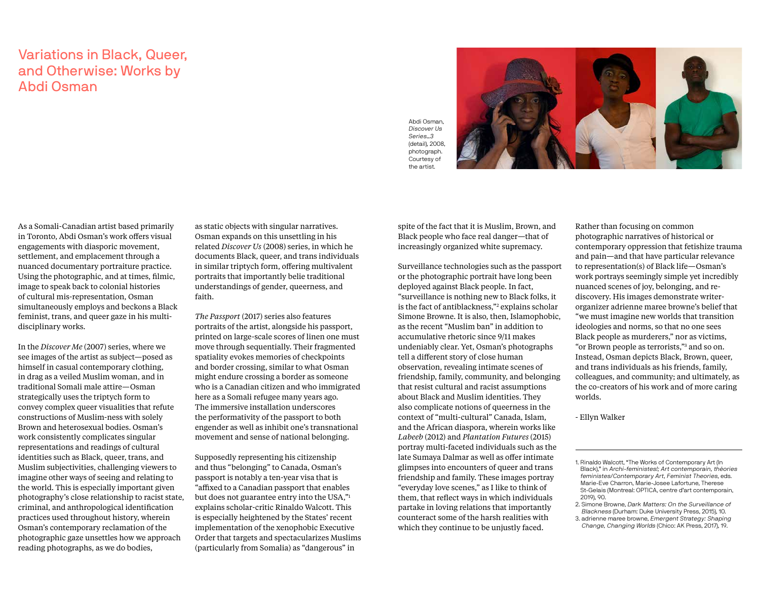# Variations in Black, Queer, and Otherwise: Works by Abdi Osman

Abdi Osman, *Discover Us Series_3* (detail), 2008, photograph. Courtesy of the artist.

As a Somali-Canadian artist based primarily in Toronto, Abdi Osman's work offers visual engagements with diasporic movement, settlement, and emplacement through a nuanced documentary portraiture practice. Using the photographic, and at times, filmic, image to speak back to colonial histories of cultural mis-representation, Osman simultaneously employs and beckons a Black feminist, trans, and queer gaze in his multi-disciplinary works.

In the *Discover Me* (2007) series, where we see images of the artist as subject—posed as himself in casual contemporary clothing, in drag as a veiled Muslim woman, and in traditional Somali male attire—Osman strategically uses the triptych form to convey complex queer visualities that refute constructions of Muslim-ness with solely Brown and heterosexual bodies. Osman's work consistently complicates singular representations and readings of cultural identities such as Black, queer, trans, and Muslim subjectivities, challenging viewers to imagine other ways of seeing and relating to the world. This is especially important given photography's close relationship to racist state, criminal, and anthropological identification practices used throughout history, wherein Osman's contemporary reclamation of the photographic gaze unsettles how we approach reading photographs, as we do bodies, as static objects with singular narratives. Osman expands on this unsettling in his related *Discover Us* (2008) series, in which he documents Black, queer, and trans individuals in similar triptych form, offering multivalent portraits that importantly belie traditional understandings of gender, queerness, and faith.

*The Passport* (2017) series also features portraits of the artist, alongside his passport, printed on large-scale scores of linen one must move through sequentially. Their fragmented spatiality evokes memories of checkpoints and border crossing, similar to what Osman might endure crossing a border as someone who is a Canadian citizen and who immigrated here as a Somali refugee many years ago. The immersive installation underscores the performativity of the passport to both engender as well as inhibit one's transnational movement and sense of national belonging.

Supposedly representing his citizenship and thus "belonging" to Canada, Osman's passport is notably a ten-year visa that is "affixed to a Canadian passport that enables but does not guarantee entry into the USA,"[1] explains scholar-critic Rinaldo Walcott. This is especially heightened by the States' recent implementation of the xenophobic Executive Order that targets and spectacularizes Muslims (particularly from Somalia) as "dangerous" in spite of the fact that it is Muslim, Brown, and Black people who face real danger—that of increasingly organized white supremacy.

Surveillance technologies such as the passport or the photographic portrait have long been deployed against Black people. In fact, "surveillance is nothing new to Black folks, it is the fact of antiblackness,"[2] explains scholar Simone Browne. It is also, then, Islamophobic, as the recent "Muslim ban" in addition to accumulative rhetoric since 9/11 makes undeniably clear. Yet, Osman's photographs tell a different story of close human observation, revealing intimate scenes of friendship, family, community, and belonging that resist cultural and racist assumptions about Black and Muslim identities. They also complicate notions of queerness in the context of "multi-cultural" Canada, Islam, and the African diaspora, wherein works like *Labeeb* (2012) and *Plantation Futures* (2015) portray multi-faceted individuals such as the late Sumaya Dalmar as well as offer intimate glimpses into encounters of queer and trans friendship and family. These images portray "everyday love scenes," as I like to think of them, that reflect ways in which individuals partake in loving relations that importantly counteract some of the harsh realities with which they continue to be unjustly faced.

Rather than focusing on common photographic narratives of historical or contemporary oppression that fetishize trauma and pain—and that have particular relevance to representation(s) of Black life—Osman's work portrays seemingly simple yet incredibly nuanced scenes of joy, belonging, and re-discovery. His images demonstrate writer-organizer adrienne maree browne's belief that "we must imagine new worlds that transition ideologies and norms, so that no one sees Black people as murderers," nor as victims, "or Brown people as terrorists,"[3] and so on. Instead, Osman depicts Black, Brown, queer, and trans individuals as his friends, family, colleagues, and community; and ultimately, as the co-creators of his work and of more caring worlds.

- Ellyn Walker

---

1. Rinaldo Walcott, "The Works of Contemporary Art (In Black)," in *Archi-feministes!; Art contemporain, théories feministes/Contemporary Art, Feminist Theories*, eds. Marie-Eve Charron, Marie-Josee Lafortune, Therese St-Gelais (Montreal: OPTICA, centre d'art contemporain, 2019), 90.
2. Simone Browne, *Dark Matters: On the Surveillance of Blackness* (Durham: Duke University Press, 2015), 10.
3. adrienne maree browne, *Emergent Strategy: Shaping Change, Changing Worlds* (Chico: AK Press, 2017), 19.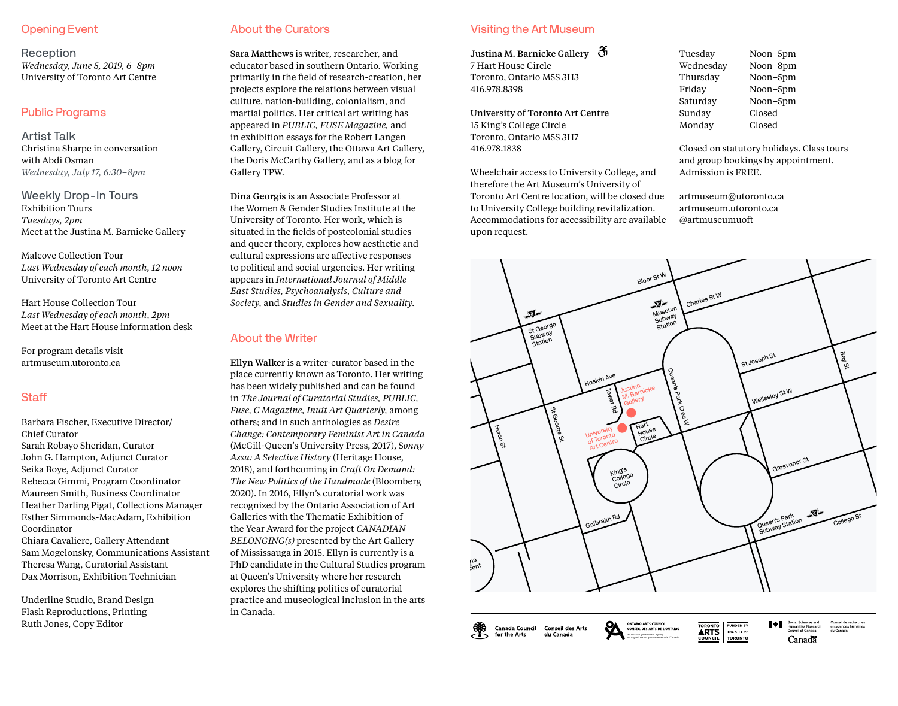## Opening Event

### Reception

*Wednesday, June 5, 2019, 6–8pm*
University of Toronto Art Centre

## Public Programs

### Artist Talk

Christina Sharpe in conversation with Abdi Osman
*Wednesday, July 17, 6:30–8pm*

### Weekly Drop-In Tours

Exhibition Tours
*Tuesdays, 2pm*
Meet at the Justina M. Barnicke Gallery

Malcove Collection Tour
*Last Wednesday of each month, 12 noon*
University of Toronto Art Centre

Hart House Collection Tour
*Last Wednesday of each month, 2pm*
Meet at the Hart House information desk

For program details visit artmuseum.utoronto.ca

## Staff

Barbara Fischer, Executive Director/Chief Curator
Sarah Robayo Sheridan, Curator
John G. Hampton, Adjunct Curator
Seika Boye, Adjunct Curator
Rebecca Gimmi, Program Coordinator
Maureen Smith, Business Coordinator
Heather Darling Pigat, Collections Manager
Esther Simmonds-MacAdam, Exhibition Coordinator
Chiara Cavaliere, Gallery Attendant
Sam Mogelonsky, Communications Assistant
Theresa Wang, Curatorial Assistant
Dax Morrison, Exhibition Technician

Underline Studio, Brand Design
Flash Reproductions, Printing
Ruth Jones, Copy Editor

## About the Curators

**Sara Matthews** is writer, researcher, and educator based in southern Ontario. Working primarily in the field of research-creation, her projects explore the relations between visual culture, nation-building, colonialism, and martial politics. Her critical art writing has appeared in *PUBLIC, FUSE Magazine,* and in exhibition essays for the Robert Langen Gallery, Circuit Gallery, the Ottawa Art Gallery, the Doris McCarthy Gallery, and as a blog for Gallery TPW.

**Dina Georgis** is an Associate Professor at the Women & Gender Studies Institute at the University of Toronto. Her work, which is situated in the fields of postcolonial studies and queer theory, explores how aesthetic and cultural expressions are affective responses to political and social urgencies. Her writing appears in *International Journal of Middle East Studies, Psychoanalysis, Culture and Society,* and *Studies in Gender and Sexuality.*

## About the Writer

**Ellyn Walker** is a writer-curator based in the place currently known as Toronto. Her writing has been widely published and can be found in *The Journal of Curatorial Studies, PUBLIC, Fuse, C Magazine, Inuit Art Quarterly,* among others; and in such anthologies as *Desire Change: Contemporary Feminist Art in Canada* (McGill-Queen's University Press, 2017), *Sonny Assu: A Selective History* (Heritage House, 2018), and forthcoming in *Craft On Demand: The New Politics of the Handmade* (Bloomberg 2020). In 2016, Ellyn's curatorial work was recognized by the Ontario Association of Art Galleries with the Thematic Exhibition of the Year Award for the project *CANADIAN BELONGING(S)* presented by the Art Gallery of Mississauga in 2015. Ellyn is currently is a PhD candidate in the Cultural Studies program at Queen's University where her research explores the shifting politics of curatorial practice and museological inclusion in the arts in Canada.

## Visiting the Art Museum

**Justina M. Barnicke Gallery**
7 Hart House Circle
Toronto, Ontario M5S 3H3
416.978.8398

**University of Toronto Art Centre**
15 King's College Circle
Toronto, Ontario M5S 3H7
416.978.1838

Wheelchair access to University College, and therefore the Art Museum's University of Toronto Art Centre location, will be closed due to University College building revitalization. Accommodations for accessibility are available upon request.

| | |
|---|---|
| Tuesday | Noon–5pm |
| Wednesday | Noon–8pm |
| Thursday | Noon–5pm |
| Friday | Noon–5pm |
| Saturday | Noon–5pm |
| Sunday | Closed |
| Monday | Closed |

Closed on statutory holidays. Class tours and group bookings by appointment. Admission is FREE.

artmuseum@utoronto.ca
artmuseum.utoronto.ca
@artmuseumuoft

Canada Council for the Arts / Conseil des Arts du Canada
Ontario Arts Council / Conseil des arts de l'Ontario — an Ontario government agency / un organisme du gouvernement de l'Ontario
Toronto Arts Council — Funded by the City of Toronto
Social Sciences and Humanities Research Council of Canada / Conseil de recherches en sciences humaines du Canada
Canada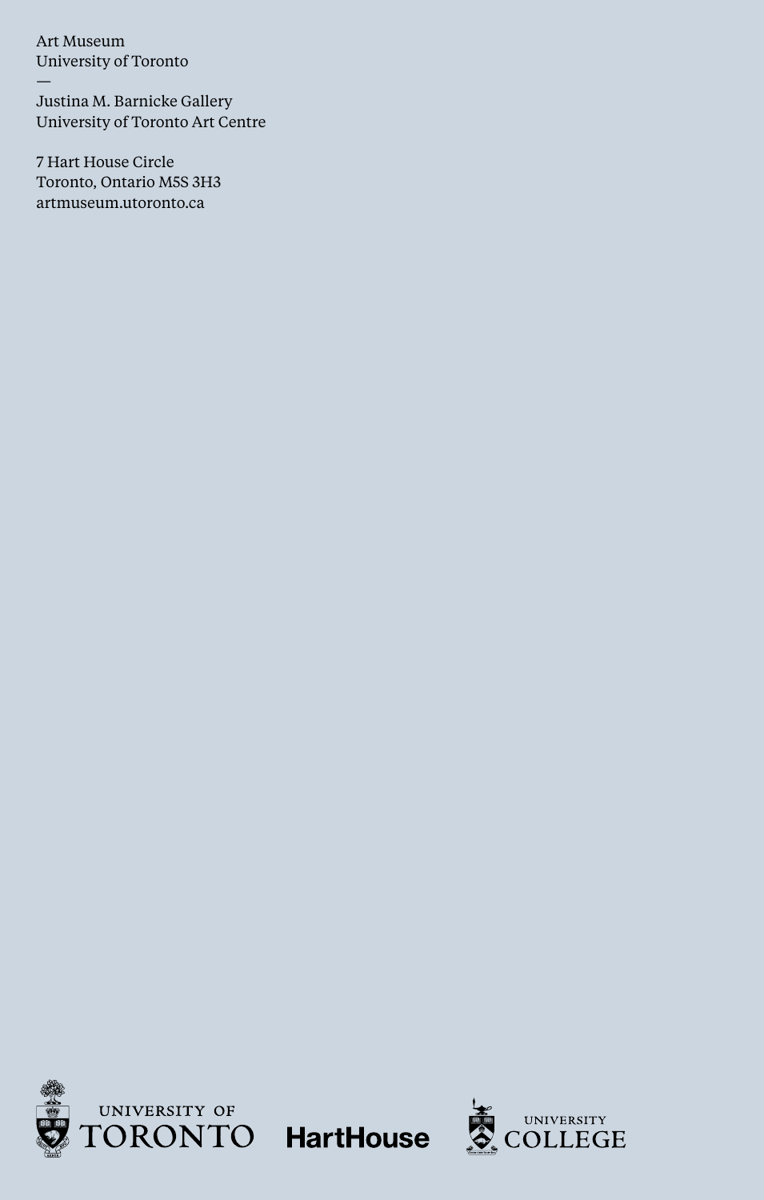Art Museum
University of Toronto
—
Justina M. Barnicke Gallery
University of Toronto Art Centre

7 Hart House Circle
Toronto, Ontario M5S 3H3
artmuseum.utoronto.ca

UNIVERSITY OF TORONTO

HartHouse

UNIVERSITY COLLEGE